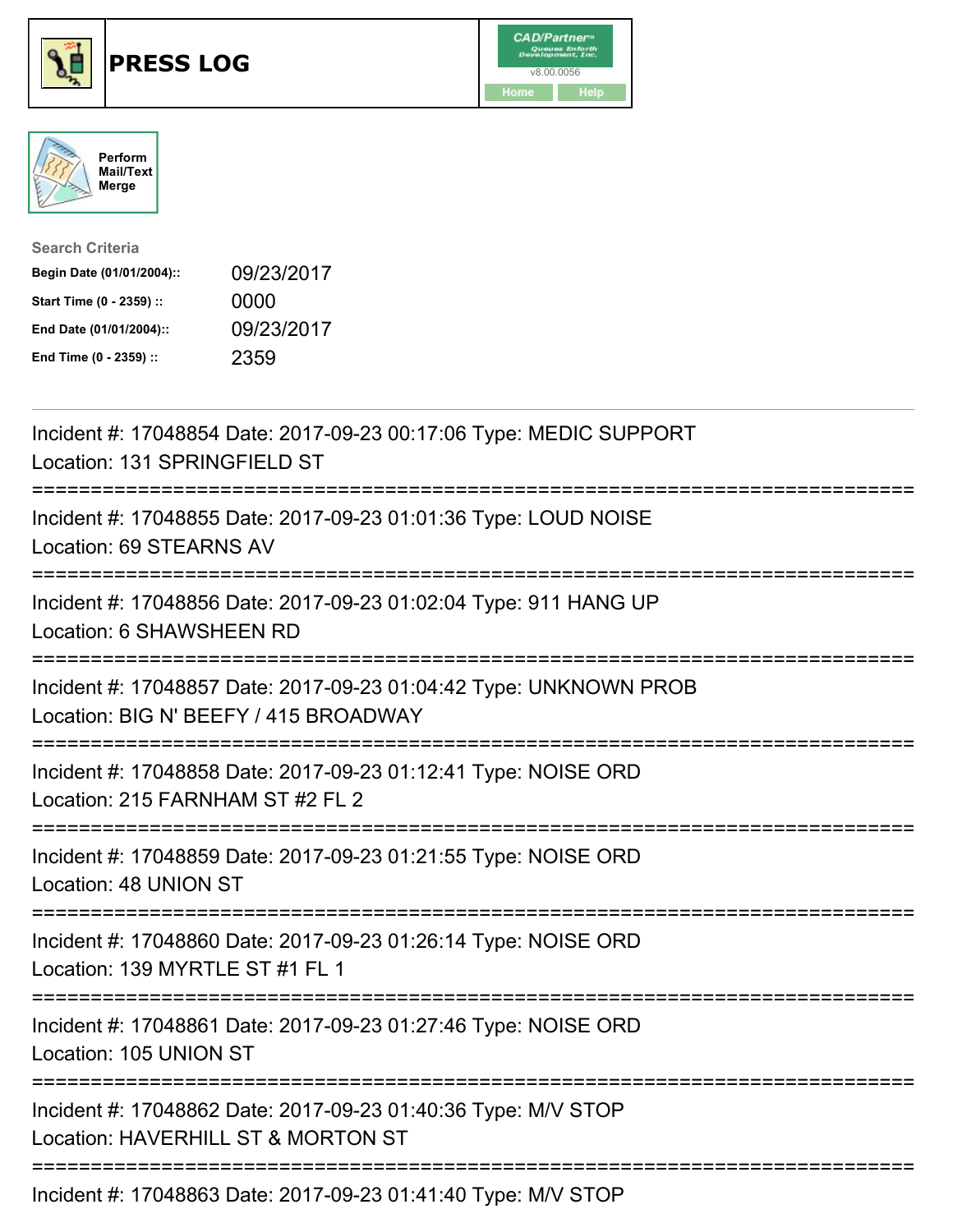# PRESS LOG

CAD/Partner™ v8.00.0056

Home Help

Perform Mail/Text Merge

**Search Criteria**

| | |
|---|---|
| **Begin Date (01/01/2004)::** | 09/23/2017 |
| **Start Time (0 - 2359) ::** | 0000 |
| **End Date (01/01/2004)::** | 09/23/2017 |
| **End Time (0 - 2359) ::** | 2359 |

---

Incident #: 17048854 Date: 2017-09-23 00:17:06 Type: MEDIC SUPPORT
Location: 131 SPRINGFIELD ST

===========================================================================

Incident #: 17048855 Date: 2017-09-23 01:01:36 Type: LOUD NOISE
Location: 69 STEARNS AV

===========================================================================

Incident #: 17048856 Date: 2017-09-23 01:02:04 Type: 911 HANG UP
Location: 6 SHAWSHEEN RD

===========================================================================

Incident #: 17048857 Date: 2017-09-23 01:04:42 Type: UNKNOWN PROB
Location: BIG N' BEEFY / 415 BROADWAY

===========================================================================

Incident #: 17048858 Date: 2017-09-23 01:12:41 Type: NOISE ORD
Location: 215 FARNHAM ST #2 FL 2

===========================================================================

Incident #: 17048859 Date: 2017-09-23 01:21:55 Type: NOISE ORD
Location: 48 UNION ST

===========================================================================

Incident #: 17048860 Date: 2017-09-23 01:26:14 Type: NOISE ORD
Location: 139 MYRTLE ST #1 FL 1

===========================================================================

Incident #: 17048861 Date: 2017-09-23 01:27:46 Type: NOISE ORD
Location: 105 UNION ST

===========================================================================

Incident #: 17048862 Date: 2017-09-23 01:40:36 Type: M/V STOP
Location: HAVERHILL ST & MORTON ST

===========================================================================

Incident #: 17048863 Date: 2017-09-23 01:41:40 Type: M/V STOP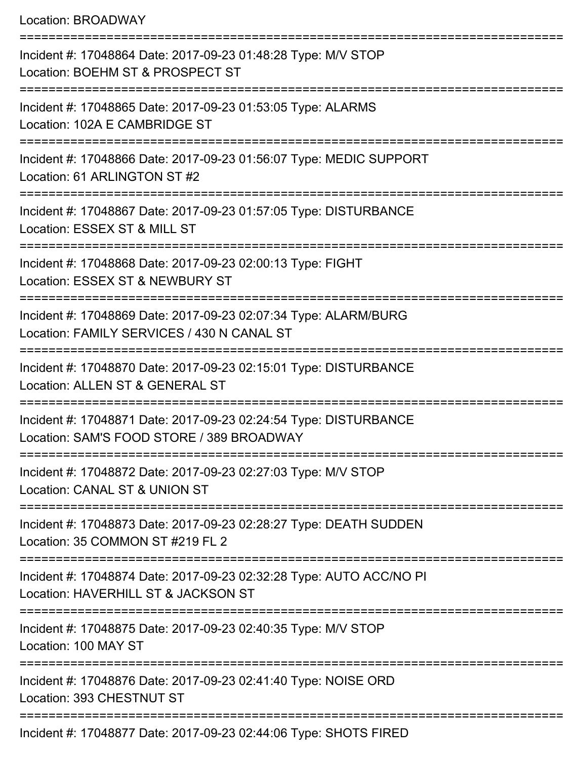Location: BROADWAY

===========================================================================

Incident #: 17048864 Date: 2017-09-23 01:48:28 Type: M/V STOP
Location: BOEHM ST & PROSPECT ST

===========================================================================

Incident #: 17048865 Date: 2017-09-23 01:53:05 Type: ALARMS
Location: 102A E CAMBRIDGE ST

===========================================================================

Incident #: 17048866 Date: 2017-09-23 01:56:07 Type: MEDIC SUPPORT
Location: 61 ARLINGTON ST #2

===========================================================================

Incident #: 17048867 Date: 2017-09-23 01:57:05 Type: DISTURBANCE
Location: ESSEX ST & MILL ST

===========================================================================

Incident #: 17048868 Date: 2017-09-23 02:00:13 Type: FIGHT
Location: ESSEX ST & NEWBURY ST

===========================================================================

Incident #: 17048869 Date: 2017-09-23 02:07:34 Type: ALARM/BURG
Location: FAMILY SERVICES / 430 N CANAL ST

===========================================================================

Incident #: 17048870 Date: 2017-09-23 02:15:01 Type: DISTURBANCE
Location: ALLEN ST & GENERAL ST

===========================================================================

Incident #: 17048871 Date: 2017-09-23 02:24:54 Type: DISTURBANCE
Location: SAM'S FOOD STORE / 389 BROADWAY

===========================================================================

Incident #: 17048872 Date: 2017-09-23 02:27:03 Type: M/V STOP
Location: CANAL ST & UNION ST

===========================================================================

Incident #: 17048873 Date: 2017-09-23 02:28:27 Type: DEATH SUDDEN
Location: 35 COMMON ST #219 FL 2

===========================================================================

Incident #: 17048874 Date: 2017-09-23 02:32:28 Type: AUTO ACC/NO PI
Location: HAVERHILL ST & JACKSON ST

===========================================================================

Incident #: 17048875 Date: 2017-09-23 02:40:35 Type: M/V STOP
Location: 100 MAY ST

===========================================================================

Incident #: 17048876 Date: 2017-09-23 02:41:40 Type: NOISE ORD
Location: 393 CHESTNUT ST

===========================================================================

Incident #: 17048877 Date: 2017-09-23 02:44:06 Type: SHOTS FIRED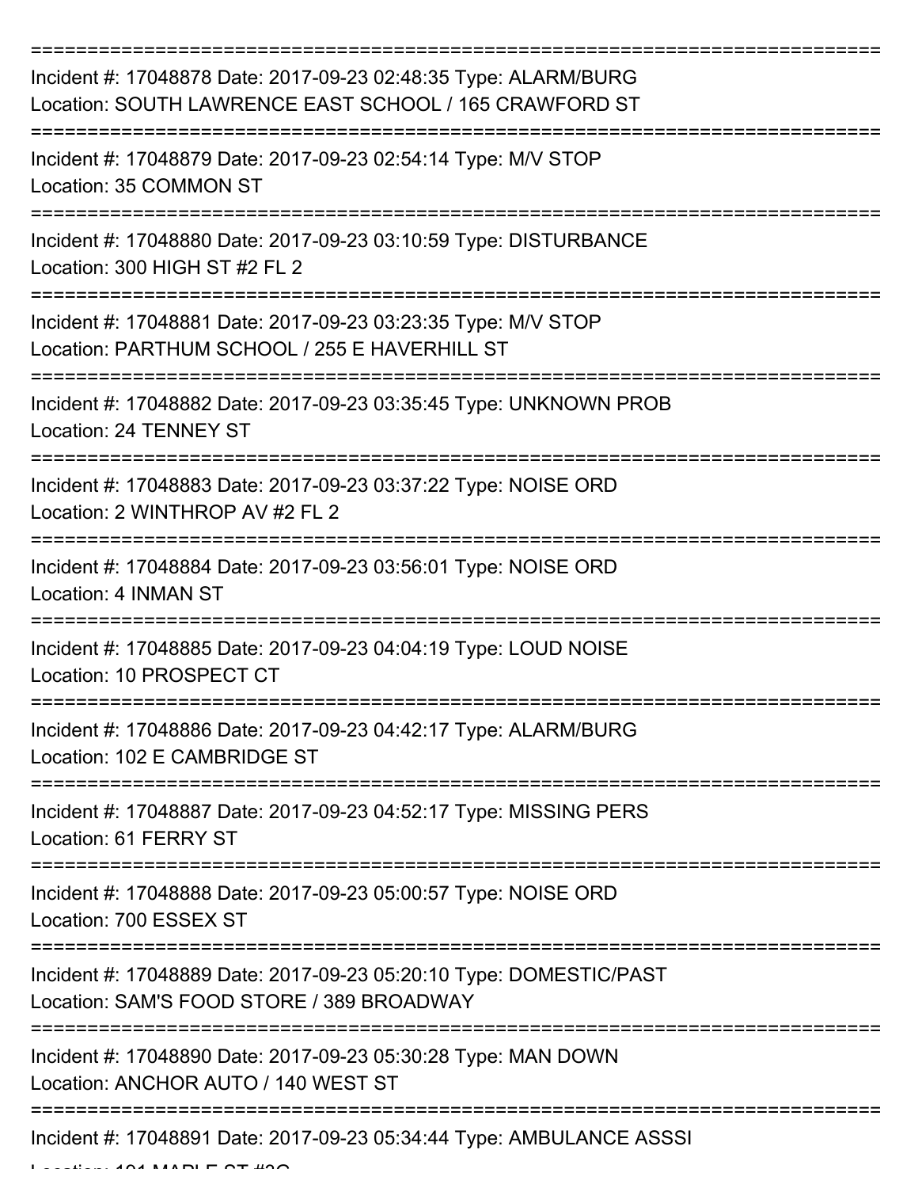===========================================================================

Incident #: 17048878 Date: 2017-09-23 02:48:35 Type: ALARM/BURG
Location: SOUTH LAWRENCE EAST SCHOOL / 165 CRAWFORD ST

===========================================================================

Incident #: 17048879 Date: 2017-09-23 02:54:14 Type: M/V STOP
Location: 35 COMMON ST

===========================================================================

Incident #: 17048880 Date: 2017-09-23 03:10:59 Type: DISTURBANCE
Location: 300 HIGH ST #2 FL 2

===========================================================================

Incident #: 17048881 Date: 2017-09-23 03:23:35 Type: M/V STOP
Location: PARTHUM SCHOOL / 255 E HAVERHILL ST

===========================================================================

Incident #: 17048882 Date: 2017-09-23 03:35:45 Type: UNKNOWN PROB
Location: 24 TENNEY ST

===========================================================================

Incident #: 17048883 Date: 2017-09-23 03:37:22 Type: NOISE ORD
Location: 2 WINTHROP AV #2 FL 2

===========================================================================

Incident #: 17048884 Date: 2017-09-23 03:56:01 Type: NOISE ORD
Location: 4 INMAN ST

===========================================================================

Incident #: 17048885 Date: 2017-09-23 04:04:19 Type: LOUD NOISE
Location: 10 PROSPECT CT

===========================================================================

Incident #: 17048886 Date: 2017-09-23 04:42:17 Type: ALARM/BURG
Location: 102 E CAMBRIDGE ST

===========================================================================

Incident #: 17048887 Date: 2017-09-23 04:52:17 Type: MISSING PERS
Location: 61 FERRY ST

===========================================================================

Incident #: 17048888 Date: 2017-09-23 05:00:57 Type: NOISE ORD
Location: 700 ESSEX ST

===========================================================================

Incident #: 17048889 Date: 2017-09-23 05:20:10 Type: DOMESTIC/PAST
Location: SAM'S FOOD STORE / 389 BROADWAY

===========================================================================

Incident #: 17048890 Date: 2017-09-23 05:30:28 Type: MAN DOWN
Location: ANCHOR AUTO / 140 WEST ST

===========================================================================

Incident #: 17048891 Date: 2017-09-23 05:34:44 Type: AMBULANCE ASSSI
Location: 101 MAPLE ST #2C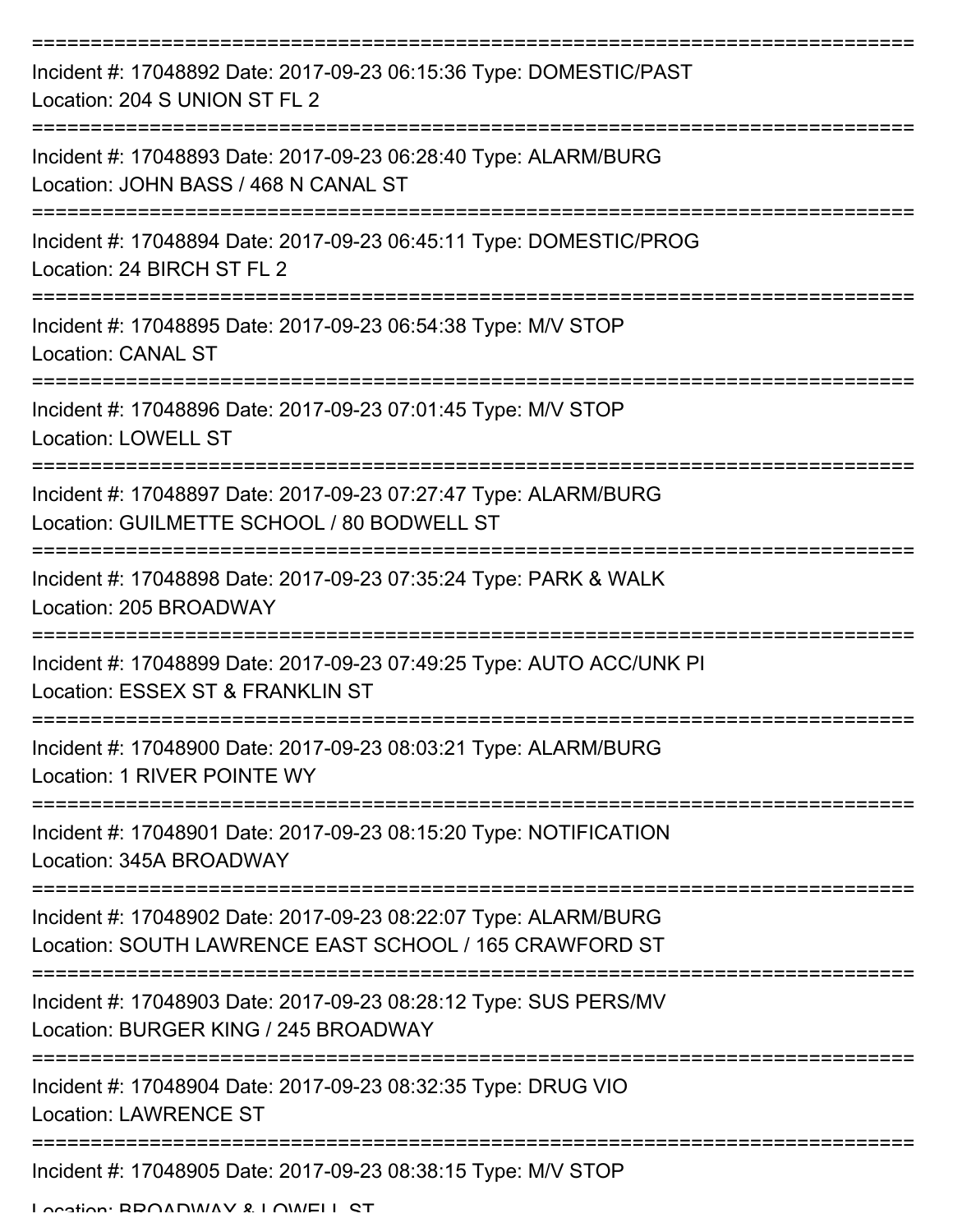===========================================================================

Incident #: 17048892 Date: 2017-09-23 06:15:36 Type: DOMESTIC/PAST
Location: 204 S UNION ST FL 2

===========================================================================

Incident #: 17048893 Date: 2017-09-23 06:28:40 Type: ALARM/BURG
Location: JOHN BASS / 468 N CANAL ST

===========================================================================

Incident #: 17048894 Date: 2017-09-23 06:45:11 Type: DOMESTIC/PROG
Location: 24 BIRCH ST FL 2

===========================================================================

Incident #: 17048895 Date: 2017-09-23 06:54:38 Type: M/V STOP
Location: CANAL ST

===========================================================================

Incident #: 17048896 Date: 2017-09-23 07:01:45 Type: M/V STOP
Location: LOWELL ST

===========================================================================

Incident #: 17048897 Date: 2017-09-23 07:27:47 Type: ALARM/BURG
Location: GUILMETTE SCHOOL / 80 BODWELL ST

===========================================================================

Incident #: 17048898 Date: 2017-09-23 07:35:24 Type: PARK & WALK
Location: 205 BROADWAY

===========================================================================

Incident #: 17048899 Date: 2017-09-23 07:49:25 Type: AUTO ACC/UNK PI
Location: ESSEX ST & FRANKLIN ST

===========================================================================

Incident #: 17048900 Date: 2017-09-23 08:03:21 Type: ALARM/BURG
Location: 1 RIVER POINTE WY

===========================================================================

Incident #: 17048901 Date: 2017-09-23 08:15:20 Type: NOTIFICATION
Location: 345A BROADWAY

===========================================================================

Incident #: 17048902 Date: 2017-09-23 08:22:07 Type: ALARM/BURG
Location: SOUTH LAWRENCE EAST SCHOOL / 165 CRAWFORD ST

===========================================================================

Incident #: 17048903 Date: 2017-09-23 08:28:12 Type: SUS PERS/MV
Location: BURGER KING / 245 BROADWAY

===========================================================================

Incident #: 17048904 Date: 2017-09-23 08:32:35 Type: DRUG VIO
Location: LAWRENCE ST

===========================================================================

Incident #: 17048905 Date: 2017-09-23 08:38:15 Type: M/V STOP
Location: BROADWAY & LOWELL ST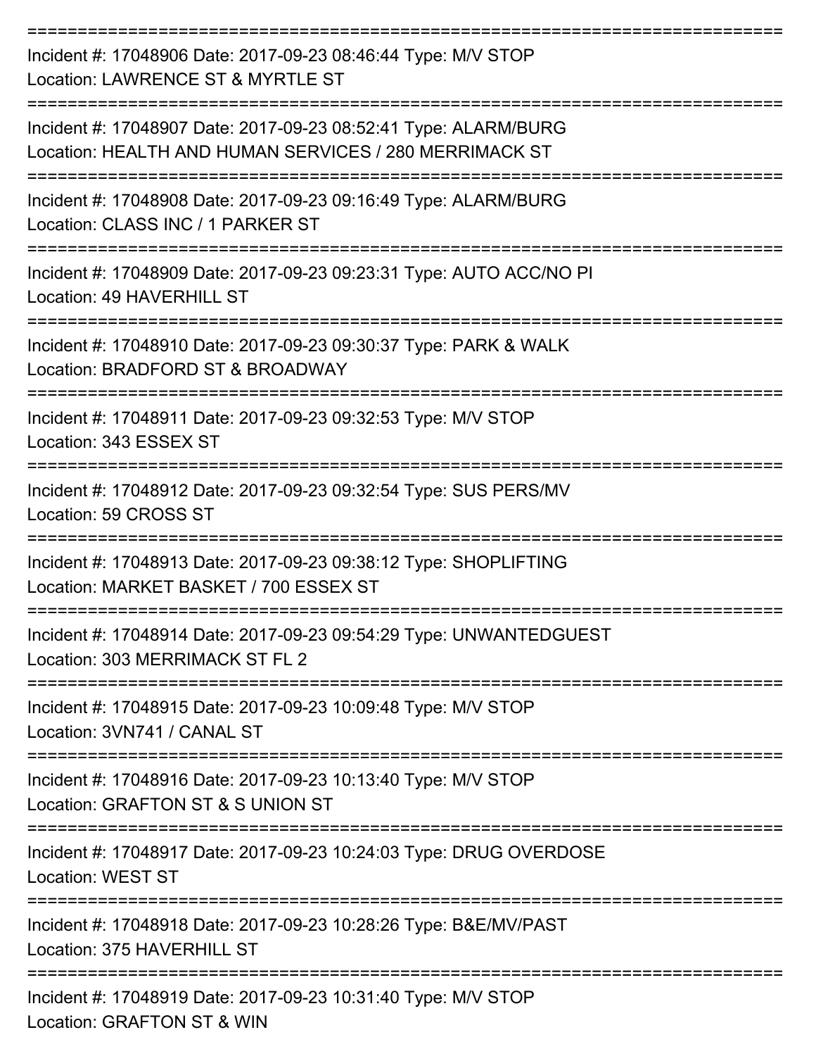===========================================================================

Incident #: 17048906 Date: 2017-09-23 08:46:44 Type: M/V STOP
Location: LAWRENCE ST & MYRTLE ST

===========================================================================

Incident #: 17048907 Date: 2017-09-23 08:52:41 Type: ALARM/BURG
Location: HEALTH AND HUMAN SERVICES / 280 MERRIMACK ST

===========================================================================

Incident #: 17048908 Date: 2017-09-23 09:16:49 Type: ALARM/BURG
Location: CLASS INC / 1 PARKER ST

===========================================================================

Incident #: 17048909 Date: 2017-09-23 09:23:31 Type: AUTO ACC/NO PI
Location: 49 HAVERHILL ST

===========================================================================

Incident #: 17048910 Date: 2017-09-23 09:30:37 Type: PARK & WALK
Location: BRADFORD ST & BROADWAY

===========================================================================

Incident #: 17048911 Date: 2017-09-23 09:32:53 Type: M/V STOP
Location: 343 ESSEX ST

===========================================================================

Incident #: 17048912 Date: 2017-09-23 09:32:54 Type: SUS PERS/MV
Location: 59 CROSS ST

===========================================================================

Incident #: 17048913 Date: 2017-09-23 09:38:12 Type: SHOPLIFTING
Location: MARKET BASKET / 700 ESSEX ST

===========================================================================

Incident #: 17048914 Date: 2017-09-23 09:54:29 Type: UNWANTEDGUEST
Location: 303 MERRIMACK ST FL 2

===========================================================================

Incident #: 17048915 Date: 2017-09-23 10:09:48 Type: M/V STOP
Location: 3VN741 / CANAL ST

===========================================================================

Incident #: 17048916 Date: 2017-09-23 10:13:40 Type: M/V STOP
Location: GRAFTON ST & S UNION ST

===========================================================================

Incident #: 17048917 Date: 2017-09-23 10:24:03 Type: DRUG OVERDOSE
Location: WEST ST

===========================================================================

Incident #: 17048918 Date: 2017-09-23 10:28:26 Type: B&E/MV/PAST
Location: 375 HAVERHILL ST

===========================================================================

Incident #: 17048919 Date: 2017-09-23 10:31:40 Type: M/V STOP
Location: GRAFTON ST & WIN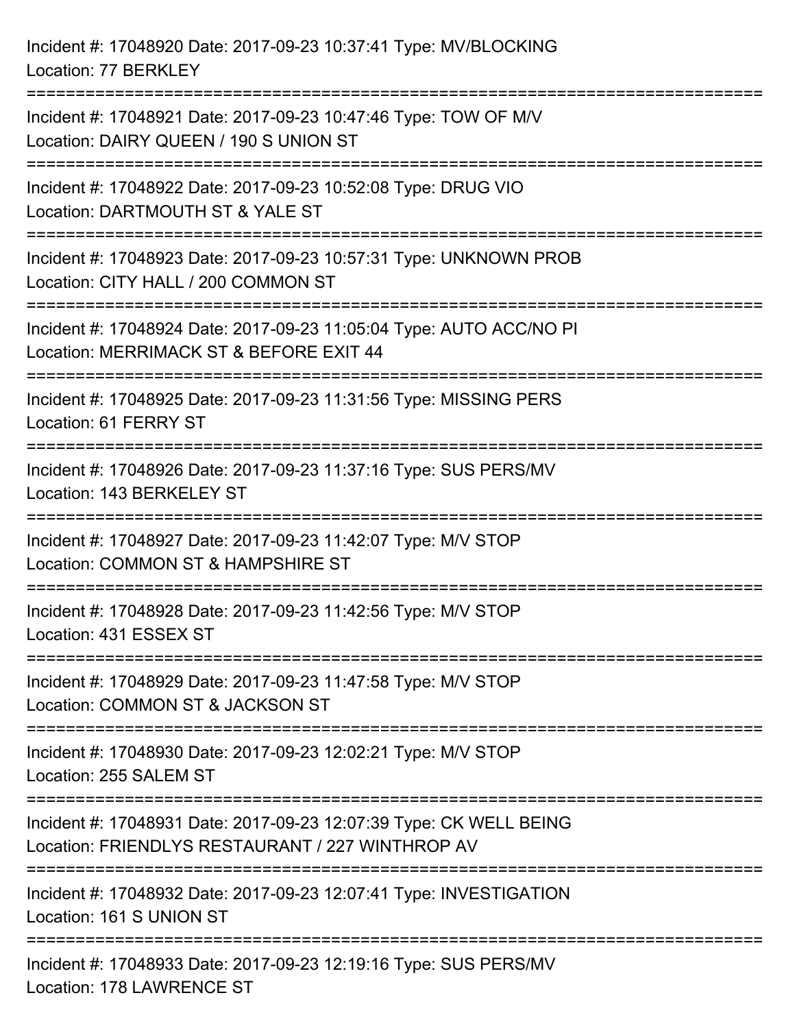Incident #: 17048920 Date: 2017-09-23 10:37:41 Type: MV/BLOCKING
Location: 77 BERKLEY

===========================================================================

Incident #: 17048921 Date: 2017-09-23 10:47:46 Type: TOW OF M/V
Location: DAIRY QUEEN / 190 S UNION ST

===========================================================================

Incident #: 17048922 Date: 2017-09-23 10:52:08 Type: DRUG VIO
Location: DARTMOUTH ST & YALE ST

===========================================================================

Incident #: 17048923 Date: 2017-09-23 10:57:31 Type: UNKNOWN PROB
Location: CITY HALL / 200 COMMON ST

===========================================================================

Incident #: 17048924 Date: 2017-09-23 11:05:04 Type: AUTO ACC/NO PI
Location: MERRIMACK ST & BEFORE EXIT 44

===========================================================================

Incident #: 17048925 Date: 2017-09-23 11:31:56 Type: MISSING PERS
Location: 61 FERRY ST

===========================================================================

Incident #: 17048926 Date: 2017-09-23 11:37:16 Type: SUS PERS/MV
Location: 143 BERKELEY ST

===========================================================================

Incident #: 17048927 Date: 2017-09-23 11:42:07 Type: M/V STOP
Location: COMMON ST & HAMPSHIRE ST

===========================================================================

Incident #: 17048928 Date: 2017-09-23 11:42:56 Type: M/V STOP
Location: 431 ESSEX ST

===========================================================================

Incident #: 17048929 Date: 2017-09-23 11:47:58 Type: M/V STOP
Location: COMMON ST & JACKSON ST

===========================================================================

Incident #: 17048930 Date: 2017-09-23 12:02:21 Type: M/V STOP
Location: 255 SALEM ST

===========================================================================

Incident #: 17048931 Date: 2017-09-23 12:07:39 Type: CK WELL BEING
Location: FRIENDLYS RESTAURANT / 227 WINTHROP AV

===========================================================================

Incident #: 17048932 Date: 2017-09-23 12:07:41 Type: INVESTIGATION
Location: 161 S UNION ST

===========================================================================

Incident #: 17048933 Date: 2017-09-23 12:19:16 Type: SUS PERS/MV
Location: 178 LAWRENCE ST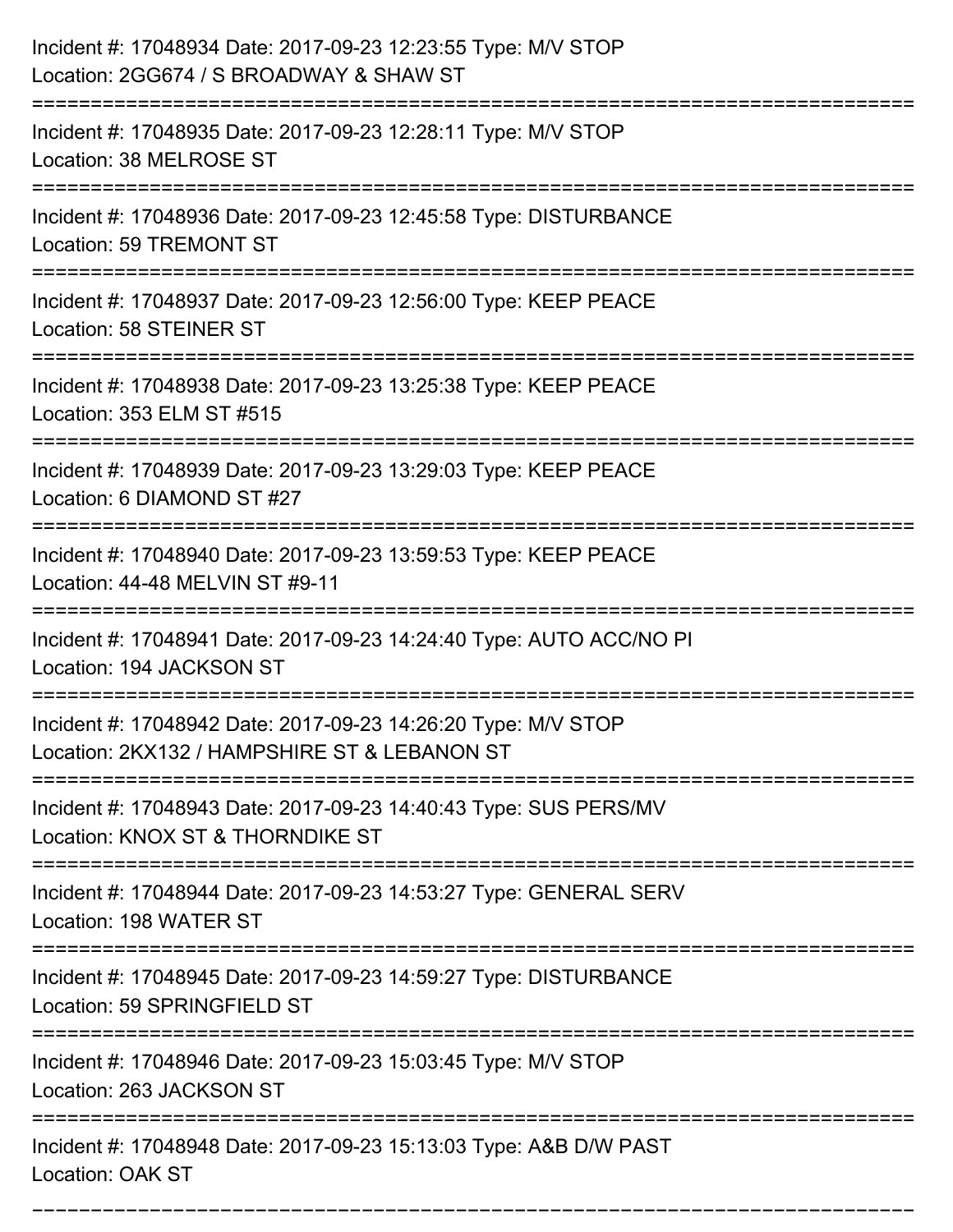Incident #: 17048934 Date: 2017-09-23 12:23:55 Type: M/V STOP
Location: 2GG674 / S BROADWAY & SHAW ST

===========================================================================

Incident #: 17048935 Date: 2017-09-23 12:28:11 Type: M/V STOP
Location: 38 MELROSE ST

===========================================================================

Incident #: 17048936 Date: 2017-09-23 12:45:58 Type: DISTURBANCE
Location: 59 TREMONT ST

===========================================================================

Incident #: 17048937 Date: 2017-09-23 12:56:00 Type: KEEP PEACE
Location: 58 STEINER ST

===========================================================================

Incident #: 17048938 Date: 2017-09-23 13:25:38 Type: KEEP PEACE
Location: 353 ELM ST #515

===========================================================================

Incident #: 17048939 Date: 2017-09-23 13:29:03 Type: KEEP PEACE
Location: 6 DIAMOND ST #27

===========================================================================

Incident #: 17048940 Date: 2017-09-23 13:59:53 Type: KEEP PEACE
Location: 44-48 MELVIN ST #9-11

===========================================================================

Incident #: 17048941 Date: 2017-09-23 14:24:40 Type: AUTO ACC/NO PI
Location: 194 JACKSON ST

===========================================================================

Incident #: 17048942 Date: 2017-09-23 14:26:20 Type: M/V STOP
Location: 2KX132 / HAMPSHIRE ST & LEBANON ST

===========================================================================

Incident #: 17048943 Date: 2017-09-23 14:40:43 Type: SUS PERS/MV
Location: KNOX ST & THORNDIKE ST

===========================================================================

Incident #: 17048944 Date: 2017-09-23 14:53:27 Type: GENERAL SERV
Location: 198 WATER ST

===========================================================================

Incident #: 17048945 Date: 2017-09-23 14:59:27 Type: DISTURBANCE
Location: 59 SPRINGFIELD ST

===========================================================================

Incident #: 17048946 Date: 2017-09-23 15:03:45 Type: M/V STOP
Location: 263 JACKSON ST

===========================================================================

Incident #: 17048948 Date: 2017-09-23 15:13:03 Type: A&B D/W PAST
Location: OAK ST

===========================================================================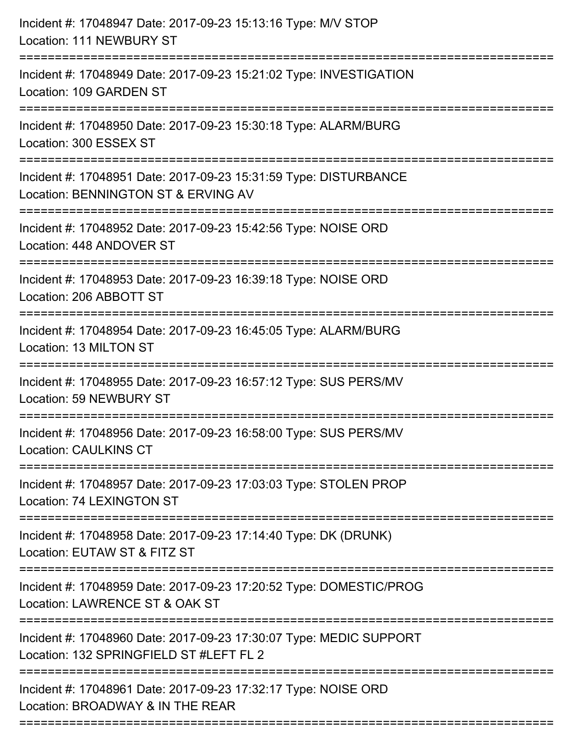Incident #: 17048947 Date: 2017-09-23 15:13:16 Type: M/V STOP
Location: 111 NEWBURY ST

===========================================================================

Incident #: 17048949 Date: 2017-09-23 15:21:02 Type: INVESTIGATION
Location: 109 GARDEN ST

===========================================================================

Incident #: 17048950 Date: 2017-09-23 15:30:18 Type: ALARM/BURG
Location: 300 ESSEX ST

===========================================================================

Incident #: 17048951 Date: 2017-09-23 15:31:59 Type: DISTURBANCE
Location: BENNINGTON ST & ERVING AV

===========================================================================

Incident #: 17048952 Date: 2017-09-23 15:42:56 Type: NOISE ORD
Location: 448 ANDOVER ST

===========================================================================

Incident #: 17048953 Date: 2017-09-23 16:39:18 Type: NOISE ORD
Location: 206 ABBOTT ST

===========================================================================

Incident #: 17048954 Date: 2017-09-23 16:45:05 Type: ALARM/BURG
Location: 13 MILTON ST

===========================================================================

Incident #: 17048955 Date: 2017-09-23 16:57:12 Type: SUS PERS/MV
Location: 59 NEWBURY ST

===========================================================================

Incident #: 17048956 Date: 2017-09-23 16:58:00 Type: SUS PERS/MV
Location: CAULKINS CT

===========================================================================

Incident #: 17048957 Date: 2017-09-23 17:03:03 Type: STOLEN PROP
Location: 74 LEXINGTON ST

===========================================================================

Incident #: 17048958 Date: 2017-09-23 17:14:40 Type: DK (DRUNK)
Location: EUTAW ST & FITZ ST

===========================================================================

Incident #: 17048959 Date: 2017-09-23 17:20:52 Type: DOMESTIC/PROG
Location: LAWRENCE ST & OAK ST

===========================================================================

Incident #: 17048960 Date: 2017-09-23 17:30:07 Type: MEDIC SUPPORT
Location: 132 SPRINGFIELD ST #LEFT FL 2

===========================================================================

Incident #: 17048961 Date: 2017-09-23 17:32:17 Type: NOISE ORD
Location: BROADWAY & IN THE REAR

===========================================================================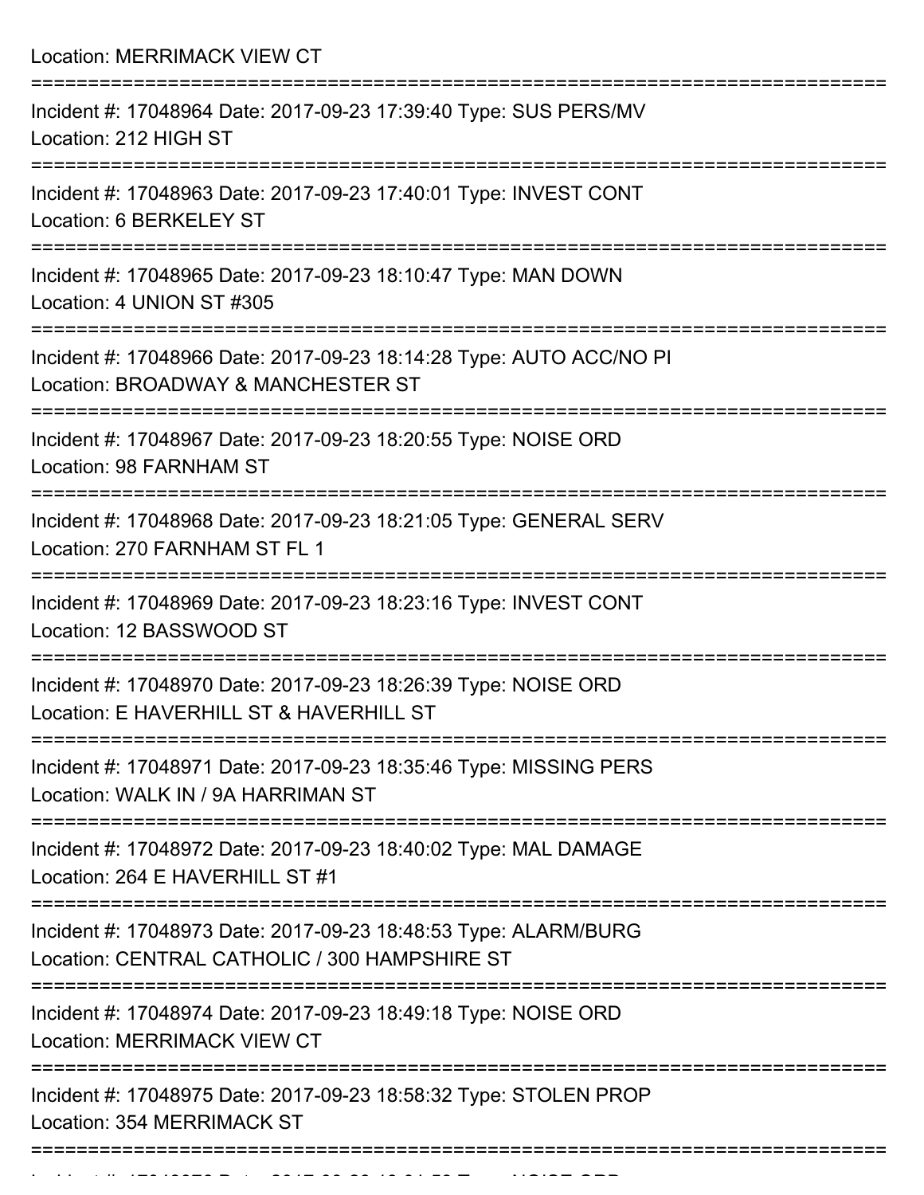Location: MERRIMACK VIEW CT

===========================================================================

Incident #: 17048964 Date: 2017-09-23 17:39:40 Type: SUS PERS/MV
Location: 212 HIGH ST

===========================================================================

Incident #: 17048963 Date: 2017-09-23 17:40:01 Type: INVEST CONT
Location: 6 BERKELEY ST

===========================================================================

Incident #: 17048965 Date: 2017-09-23 18:10:47 Type: MAN DOWN
Location: 4 UNION ST #305

===========================================================================

Incident #: 17048966 Date: 2017-09-23 18:14:28 Type: AUTO ACC/NO PI
Location: BROADWAY & MANCHESTER ST

===========================================================================

Incident #: 17048967 Date: 2017-09-23 18:20:55 Type: NOISE ORD
Location: 98 FARNHAM ST

===========================================================================

Incident #: 17048968 Date: 2017-09-23 18:21:05 Type: GENERAL SERV
Location: 270 FARNHAM ST FL 1

===========================================================================

Incident #: 17048969 Date: 2017-09-23 18:23:16 Type: INVEST CONT
Location: 12 BASSWOOD ST

===========================================================================

Incident #: 17048970 Date: 2017-09-23 18:26:39 Type: NOISE ORD
Location: E HAVERHILL ST & HAVERHILL ST

===========================================================================

Incident #: 17048971 Date: 2017-09-23 18:35:46 Type: MISSING PERS
Location: WALK IN / 9A HARRIMAN ST

===========================================================================

Incident #: 17048972 Date: 2017-09-23 18:40:02 Type: MAL DAMAGE
Location: 264 E HAVERHILL ST #1

===========================================================================

Incident #: 17048973 Date: 2017-09-23 18:48:53 Type: ALARM/BURG
Location: CENTRAL CATHOLIC / 300 HAMPSHIRE ST

===========================================================================

Incident #: 17048974 Date: 2017-09-23 18:49:18 Type: NOISE ORD
Location: MERRIMACK VIEW CT

===========================================================================

Incident #: 17048975 Date: 2017-09-23 18:58:32 Type: STOLEN PROP
Location: 354 MERRIMACK ST

===========================================================================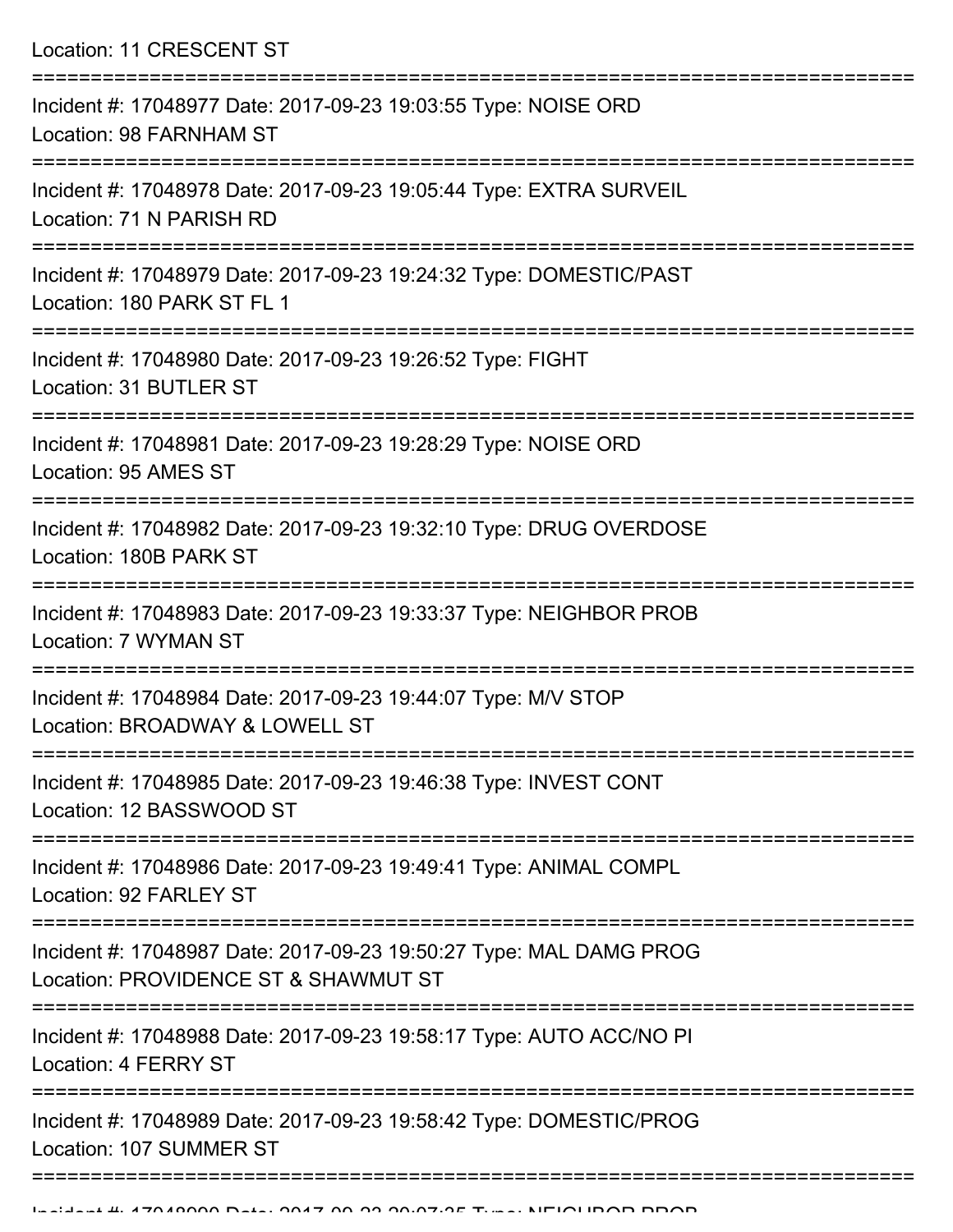Location: 11 CRESCENT ST

===========================================================================

Incident #: 17048977 Date: 2017-09-23 19:03:55 Type: NOISE ORD
Location: 98 FARNHAM ST

===========================================================================

Incident #: 17048978 Date: 2017-09-23 19:05:44 Type: EXTRA SURVEIL
Location: 71 N PARISH RD

===========================================================================

Incident #: 17048979 Date: 2017-09-23 19:24:32 Type: DOMESTIC/PAST
Location: 180 PARK ST FL 1

===========================================================================

Incident #: 17048980 Date: 2017-09-23 19:26:52 Type: FIGHT
Location: 31 BUTLER ST

===========================================================================

Incident #: 17048981 Date: 2017-09-23 19:28:29 Type: NOISE ORD
Location: 95 AMES ST

===========================================================================

Incident #: 17048982 Date: 2017-09-23 19:32:10 Type: DRUG OVERDOSE
Location: 180B PARK ST

===========================================================================

Incident #: 17048983 Date: 2017-09-23 19:33:37 Type: NEIGHBOR PROB
Location: 7 WYMAN ST

===========================================================================

Incident #: 17048984 Date: 2017-09-23 19:44:07 Type: M/V STOP
Location: BROADWAY & LOWELL ST

===========================================================================

Incident #: 17048985 Date: 2017-09-23 19:46:38 Type: INVEST CONT
Location: 12 BASSWOOD ST

===========================================================================

Incident #: 17048986 Date: 2017-09-23 19:49:41 Type: ANIMAL COMPL
Location: 92 FARLEY ST

===========================================================================

Incident #: 17048987 Date: 2017-09-23 19:50:27 Type: MAL DAMG PROG
Location: PROVIDENCE ST & SHAWMUT ST

===========================================================================

Incident #: 17048988 Date: 2017-09-23 19:58:17 Type: AUTO ACC/NO PI
Location: 4 FERRY ST

===========================================================================

Incident #: 17048989 Date: 2017-09-23 19:58:42 Type: DOMESTIC/PROG
Location: 107 SUMMER ST

===========================================================================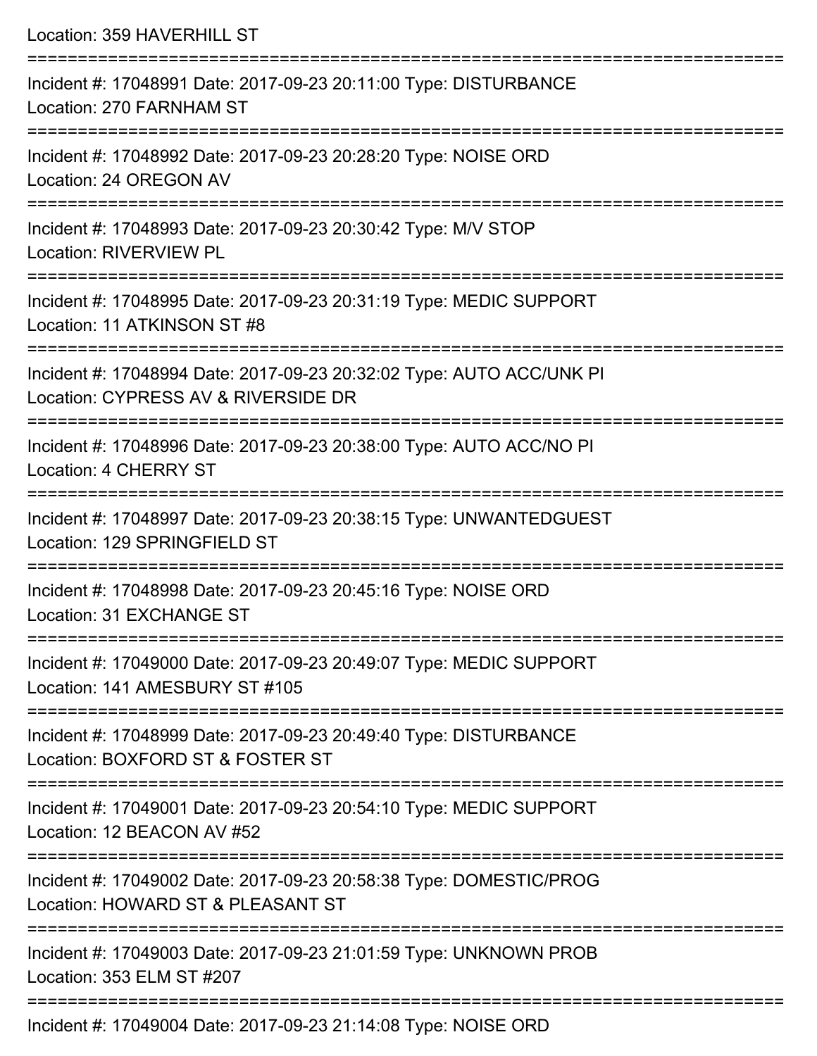Location: 359 HAVERHILL ST

===========================================================================

Incident #: 17048991 Date: 2017-09-23 20:11:00 Type: DISTURBANCE
Location: 270 FARNHAM ST

===========================================================================

Incident #: 17048992 Date: 2017-09-23 20:28:20 Type: NOISE ORD
Location: 24 OREGON AV

===========================================================================

Incident #: 17048993 Date: 2017-09-23 20:30:42 Type: M/V STOP
Location: RIVERVIEW PL

===========================================================================

Incident #: 17048995 Date: 2017-09-23 20:31:19 Type: MEDIC SUPPORT
Location: 11 ATKINSON ST #8

===========================================================================

Incident #: 17048994 Date: 2017-09-23 20:32:02 Type: AUTO ACC/UNK PI
Location: CYPRESS AV & RIVERSIDE DR

===========================================================================

Incident #: 17048996 Date: 2017-09-23 20:38:00 Type: AUTO ACC/NO PI
Location: 4 CHERRY ST

===========================================================================

Incident #: 17048997 Date: 2017-09-23 20:38:15 Type: UNWANTEDGUEST
Location: 129 SPRINGFIELD ST

===========================================================================

Incident #: 17048998 Date: 2017-09-23 20:45:16 Type: NOISE ORD
Location: 31 EXCHANGE ST

===========================================================================

Incident #: 17049000 Date: 2017-09-23 20:49:07 Type: MEDIC SUPPORT
Location: 141 AMESBURY ST #105

===========================================================================

Incident #: 17048999 Date: 2017-09-23 20:49:40 Type: DISTURBANCE
Location: BOXFORD ST & FOSTER ST

===========================================================================

Incident #: 17049001 Date: 2017-09-23 20:54:10 Type: MEDIC SUPPORT
Location: 12 BEACON AV #52

===========================================================================

Incident #: 17049002 Date: 2017-09-23 20:58:38 Type: DOMESTIC/PROG
Location: HOWARD ST & PLEASANT ST

===========================================================================

Incident #: 17049003 Date: 2017-09-23 21:01:59 Type: UNKNOWN PROB
Location: 353 ELM ST #207

===========================================================================

Incident #: 17049004 Date: 2017-09-23 21:14:08 Type: NOISE ORD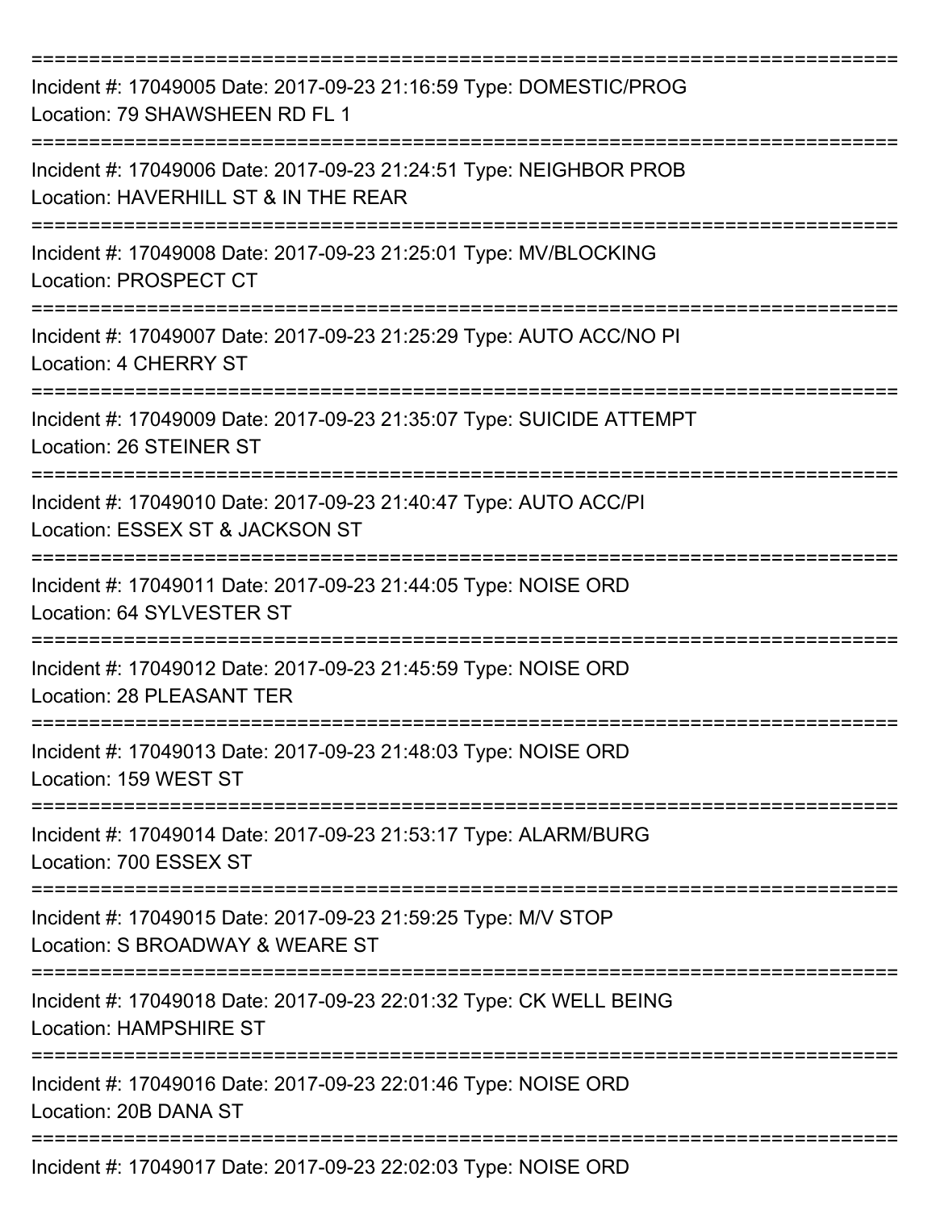===========================================================================

Incident #: 17049005 Date: 2017-09-23 21:16:59 Type: DOMESTIC/PROG
Location: 79 SHAWSHEEN RD FL 1

===========================================================================

Incident #: 17049006 Date: 2017-09-23 21:24:51 Type: NEIGHBOR PROB
Location: HAVERHILL ST & IN THE REAR

===========================================================================

Incident #: 17049008 Date: 2017-09-23 21:25:01 Type: MV/BLOCKING
Location: PROSPECT CT

===========================================================================

Incident #: 17049007 Date: 2017-09-23 21:25:29 Type: AUTO ACC/NO PI
Location: 4 CHERRY ST

===========================================================================

Incident #: 17049009 Date: 2017-09-23 21:35:07 Type: SUICIDE ATTEMPT
Location: 26 STEINER ST

===========================================================================

Incident #: 17049010 Date: 2017-09-23 21:40:47 Type: AUTO ACC/PI
Location: ESSEX ST & JACKSON ST

===========================================================================

Incident #: 17049011 Date: 2017-09-23 21:44:05 Type: NOISE ORD
Location: 64 SYLVESTER ST

===========================================================================

Incident #: 17049012 Date: 2017-09-23 21:45:59 Type: NOISE ORD
Location: 28 PLEASANT TER

===========================================================================

Incident #: 17049013 Date: 2017-09-23 21:48:03 Type: NOISE ORD
Location: 159 WEST ST

===========================================================================

Incident #: 17049014 Date: 2017-09-23 21:53:17 Type: ALARM/BURG
Location: 700 ESSEX ST

===========================================================================

Incident #: 17049015 Date: 2017-09-23 21:59:25 Type: M/V STOP
Location: S BROADWAY & WEARE ST

===========================================================================

Incident #: 17049018 Date: 2017-09-23 22:01:32 Type: CK WELL BEING
Location: HAMPSHIRE ST

===========================================================================

Incident #: 17049016 Date: 2017-09-23 22:01:46 Type: NOISE ORD
Location: 20B DANA ST

===========================================================================

Incident #: 17049017 Date: 2017-09-23 22:02:03 Type: NOISE ORD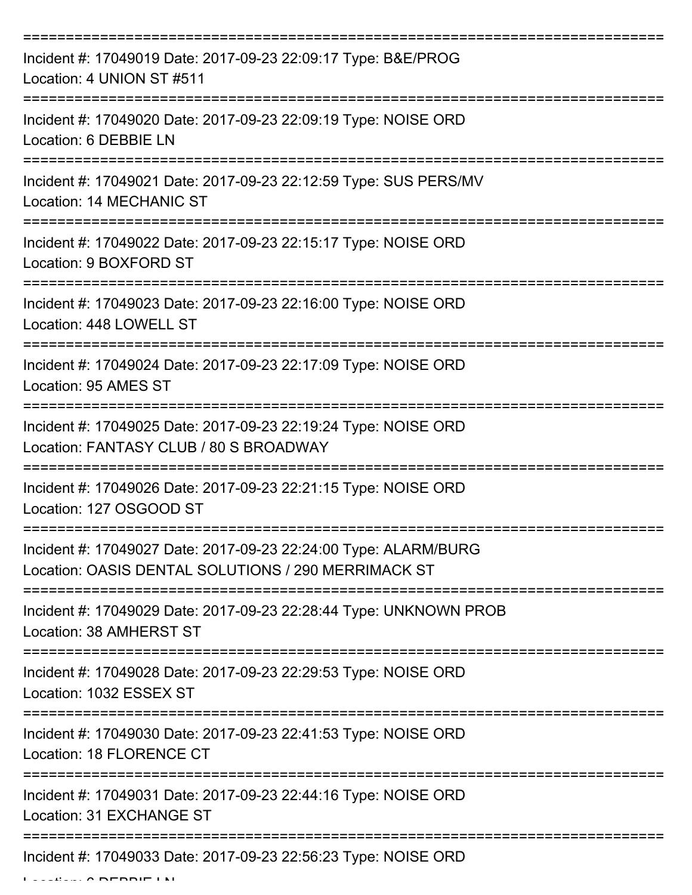===========================================================================
Incident #: 17049019 Date: 2017-09-23 22:09:17 Type: B&E/PROG
Location: 4 UNION ST #511
===========================================================================
Incident #: 17049020 Date: 2017-09-23 22:09:19 Type: NOISE ORD
Location: 6 DEBBIE LN
===========================================================================
Incident #: 17049021 Date: 2017-09-23 22:12:59 Type: SUS PERS/MV
Location: 14 MECHANIC ST
===========================================================================
Incident #: 17049022 Date: 2017-09-23 22:15:17 Type: NOISE ORD
Location: 9 BOXFORD ST
===========================================================================
Incident #: 17049023 Date: 2017-09-23 22:16:00 Type: NOISE ORD
Location: 448 LOWELL ST
===========================================================================
Incident #: 17049024 Date: 2017-09-23 22:17:09 Type: NOISE ORD
Location: 95 AMES ST
===========================================================================
Incident #: 17049025 Date: 2017-09-23 22:19:24 Type: NOISE ORD
Location: FANTASY CLUB / 80 S BROADWAY
===========================================================================
Incident #: 17049026 Date: 2017-09-23 22:21:15 Type: NOISE ORD
Location: 127 OSGOOD ST
===========================================================================
Incident #: 17049027 Date: 2017-09-23 22:24:00 Type: ALARM/BURG
Location: OASIS DENTAL SOLUTIONS / 290 MERRIMACK ST
===========================================================================
Incident #: 17049029 Date: 2017-09-23 22:28:44 Type: UNKNOWN PROB
Location: 38 AMHERST ST
===========================================================================
Incident #: 17049028 Date: 2017-09-23 22:29:53 Type: NOISE ORD
Location: 1032 ESSEX ST
===========================================================================
Incident #: 17049030 Date: 2017-09-23 22:41:53 Type: NOISE ORD
Location: 18 FLORENCE CT
===========================================================================
Incident #: 17049031 Date: 2017-09-23 22:44:16 Type: NOISE ORD
Location: 31 EXCHANGE ST
===========================================================================
Incident #: 17049033 Date: 2017-09-23 22:56:23 Type: NOISE ORD
Location: 6 DEBBIE LN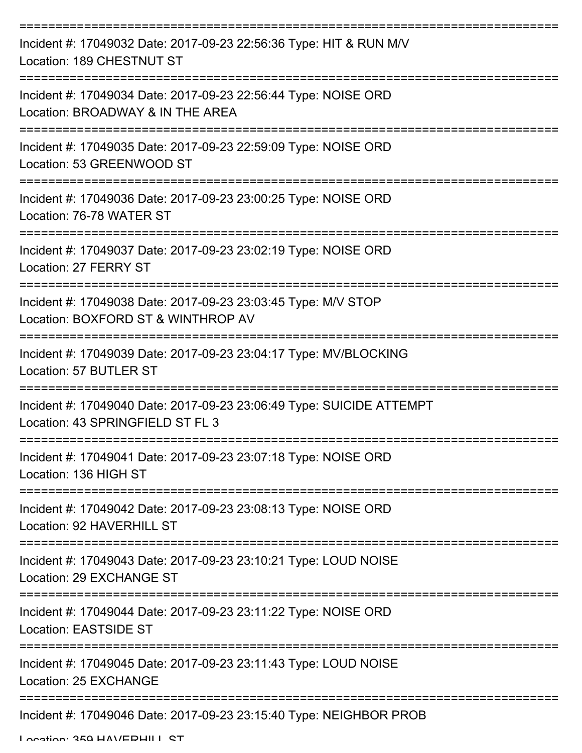Incident #: 17049032 Date: 2017-09-23 22:56:36 Type: HIT & RUN M/V
Location: 189 CHESTNUT ST

Incident #: 17049034 Date: 2017-09-23 22:56:44 Type: NOISE ORD
Location: BROADWAY & IN THE AREA

Incident #: 17049035 Date: 2017-09-23 22:59:09 Type: NOISE ORD
Location: 53 GREENWOOD ST

Incident #: 17049036 Date: 2017-09-23 23:00:25 Type: NOISE ORD
Location: 76-78 WATER ST

Incident #: 17049037 Date: 2017-09-23 23:02:19 Type: NOISE ORD
Location: 27 FERRY ST

Incident #: 17049038 Date: 2017-09-23 23:03:45 Type: M/V STOP
Location: BOXFORD ST & WINTHROP AV

Incident #: 17049039 Date: 2017-09-23 23:04:17 Type: MV/BLOCKING
Location: 57 BUTLER ST

Incident #: 17049040 Date: 2017-09-23 23:06:49 Type: SUICIDE ATTEMPT
Location: 43 SPRINGFIELD ST FL 3

Incident #: 17049041 Date: 2017-09-23 23:07:18 Type: NOISE ORD
Location: 136 HIGH ST

Incident #: 17049042 Date: 2017-09-23 23:08:13 Type: NOISE ORD
Location: 92 HAVERHILL ST

Incident #: 17049043 Date: 2017-09-23 23:10:21 Type: LOUD NOISE
Location: 29 EXCHANGE ST

Incident #: 17049044 Date: 2017-09-23 23:11:22 Type: NOISE ORD
Location: EASTSIDE ST

Incident #: 17049045 Date: 2017-09-23 23:11:43 Type: LOUD NOISE
Location: 25 EXCHANGE

Incident #: 17049046 Date: 2017-09-23 23:15:40 Type: NEIGHBOR PROB
Location: 359 HAVERHILL ST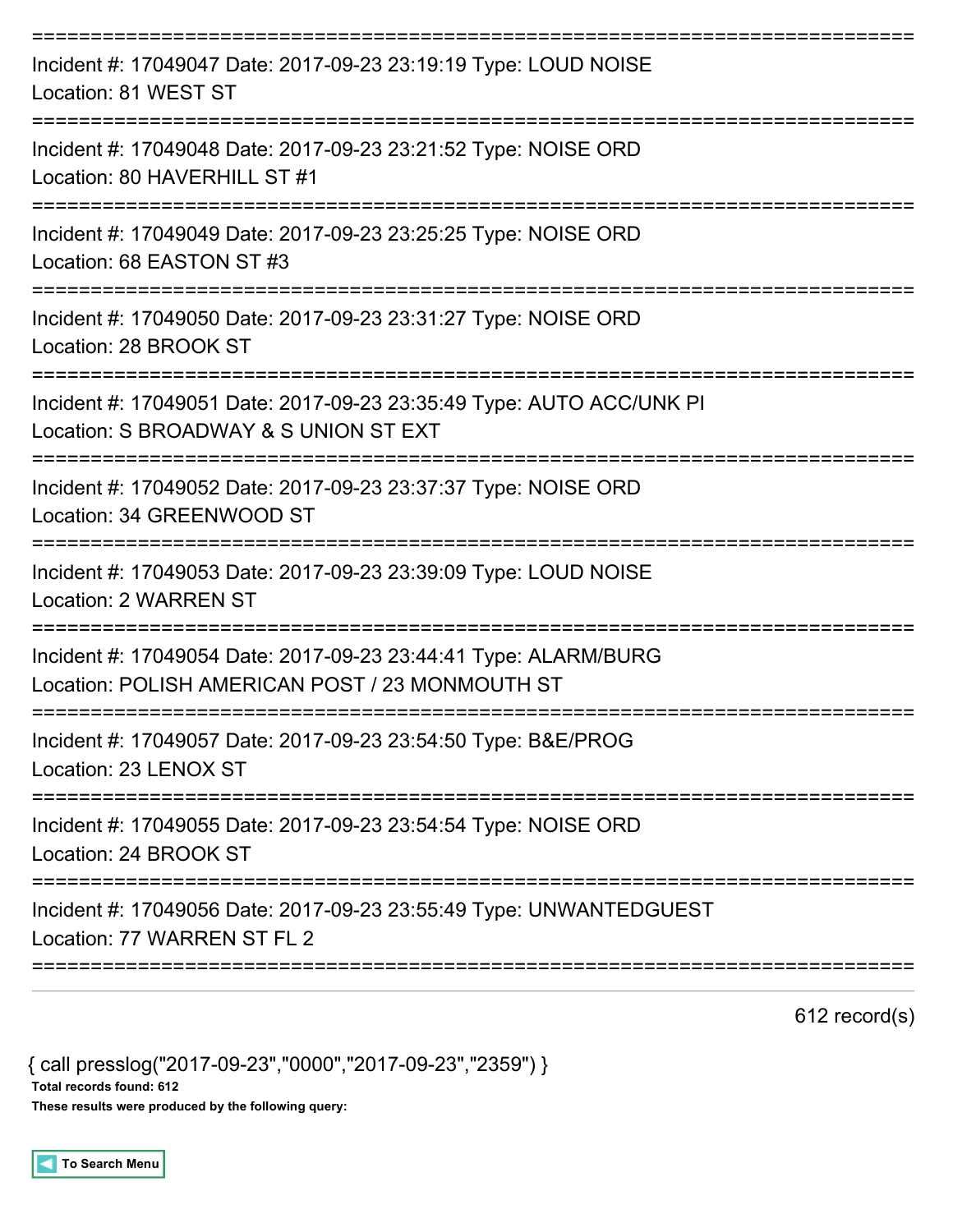===========================================================================

Incident #: 17049047 Date: 2017-09-23 23:19:19 Type: LOUD NOISE
Location: 81 WEST ST

===========================================================================

Incident #: 17049048 Date: 2017-09-23 23:21:52 Type: NOISE ORD
Location: 80 HAVERHILL ST #1

===========================================================================

Incident #: 17049049 Date: 2017-09-23 23:25:25 Type: NOISE ORD
Location: 68 EASTON ST #3

===========================================================================

Incident #: 17049050 Date: 2017-09-23 23:31:27 Type: NOISE ORD
Location: 28 BROOK ST

===========================================================================

Incident #: 17049051 Date: 2017-09-23 23:35:49 Type: AUTO ACC/UNK PI
Location: S BROADWAY & S UNION ST EXT

===========================================================================

Incident #: 17049052 Date: 2017-09-23 23:37:37 Type: NOISE ORD
Location: 34 GREENWOOD ST

===========================================================================

Incident #: 17049053 Date: 2017-09-23 23:39:09 Type: LOUD NOISE
Location: 2 WARREN ST

===========================================================================

Incident #: 17049054 Date: 2017-09-23 23:44:41 Type: ALARM/BURG
Location: POLISH AMERICAN POST / 23 MONMOUTH ST

===========================================================================

Incident #: 17049057 Date: 2017-09-23 23:54:50 Type: B&E/PROG
Location: 23 LENOX ST

===========================================================================

Incident #: 17049055 Date: 2017-09-23 23:54:54 Type: NOISE ORD
Location: 24 BROOK ST

===========================================================================

Incident #: 17049056 Date: 2017-09-23 23:55:49 Type: UNWANTEDGUEST
Location: 77 WARREN ST FL 2

===========================================================================

612 record(s)

{ call presslog("2017-09-23","0000","2017-09-23","2359") }

**Total records found: 612**

**These results were produced by the following query:**

To Search Menu